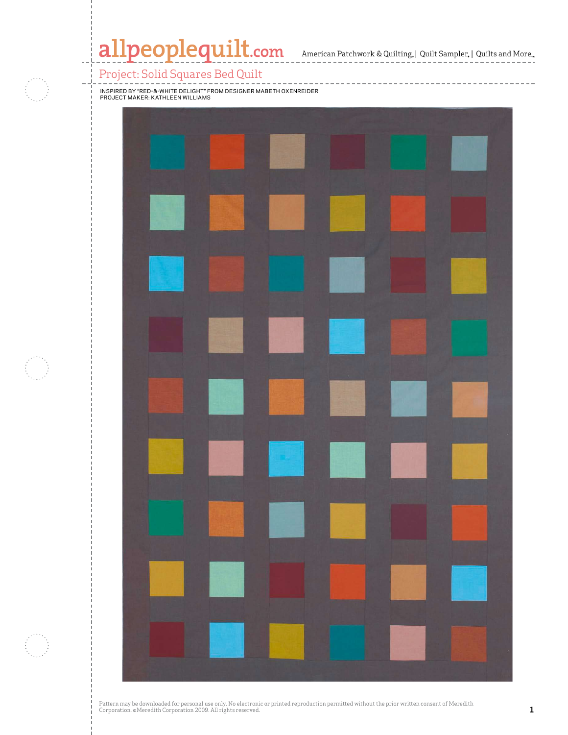# Project: Solid Squares Bed Quilt

INSPIRED BY "RED-&-WHITE DELIGHT" FROM DESIGNER MABETH OXENREIDER
PROJECT MAKER: KATHLEEN WILLIAMS

Pattern may be downloaded for personal use only. No electronic or printed reproduction permitted without the prior written consent of Meredith Corporation. ©Meredith Corporation 2009. All rights reserved.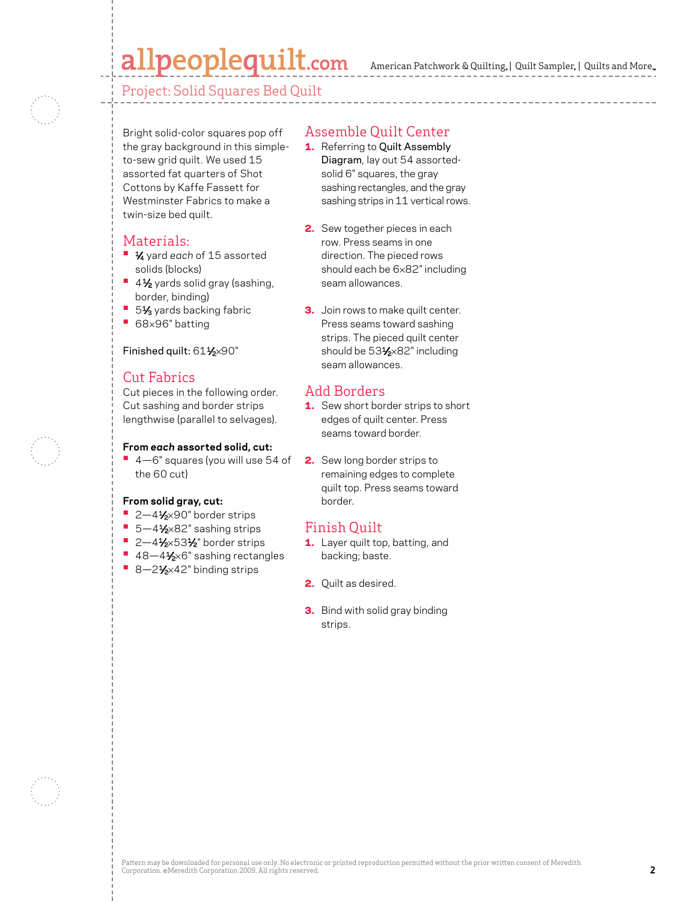## Project: Solid Squares Bed Quilt

Bright solid-color squares pop off the gray background in this simple-to-sew grid quilt. We used 15 assorted fat quarters of Shot Cottons by Kaffe Fassett for Westminster Fabrics to make a twin-size bed quilt.

### Materials:

- ¼ yard *each* of 15 assorted solids (blocks)
- 4½ yards solid gray (sashing, border, binding)
- 5⅓ yards backing fabric
- 68×96" batting

Finished quilt: 61½×90"

### Cut Fabrics

Cut pieces in the following order. Cut sashing and border strips lengthwise (parallel to selvages).

**From *each* assorted solid, cut:**

- 4—6" squares (you will use 54 of the 60 cut)

**From solid gray, cut:**

- 2—4½×90" border strips
- 5—4½×82" sashing strips
- 2—4½×53½" border strips
- 48—4½×6" sashing rectangles
- 8—2½×42" binding strips

### Assemble Quilt Center

1. Referring to Quilt Assembly Diagram, lay out 54 assorted-solid 6" squares, the gray sashing rectangles, and the gray sashing strips in 11 vertical rows.
2. Sew together pieces in each row. Press seams in one direction. The pieced rows should each be 6×82" including seam allowances.
3. Join rows to make quilt center. Press seams toward sashing strips. The pieced quilt center should be 53½×82" including seam allowances.

### Add Borders

1. Sew short border strips to short edges of quilt center. Press seams toward border.
2. Sew long border strips to remaining edges to complete quilt top. Press seams toward border.

### Finish Quilt

1. Layer quilt top, batting, and backing; baste.
2. Quilt as desired.
3. Bind with solid gray binding strips.

Pattern may be downloaded for personal use only. No electronic or printed reproduction permitted without the prior written consent of Meredith Corporation. ©Meredith Corporation 2009. All rights reserved.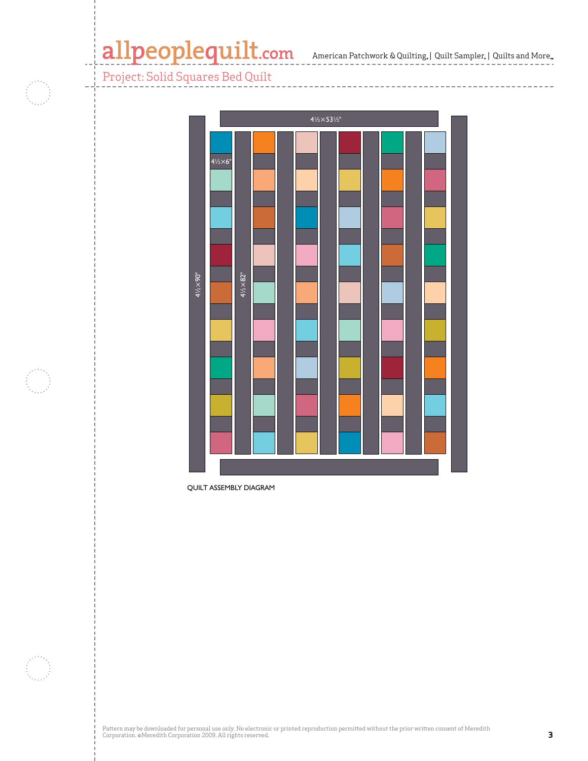Project: Solid Squares Bed Quilt

4½×53½"

4½×6"

4½×90"

4½×82"

QUILT ASSEMBLY DIAGRAM

Pattern may be downloaded for personal use only. No electronic or printed reproduction permitted without the prior written consent of Meredith Corporation. ©Meredith Corporation 2009. All rights reserved.